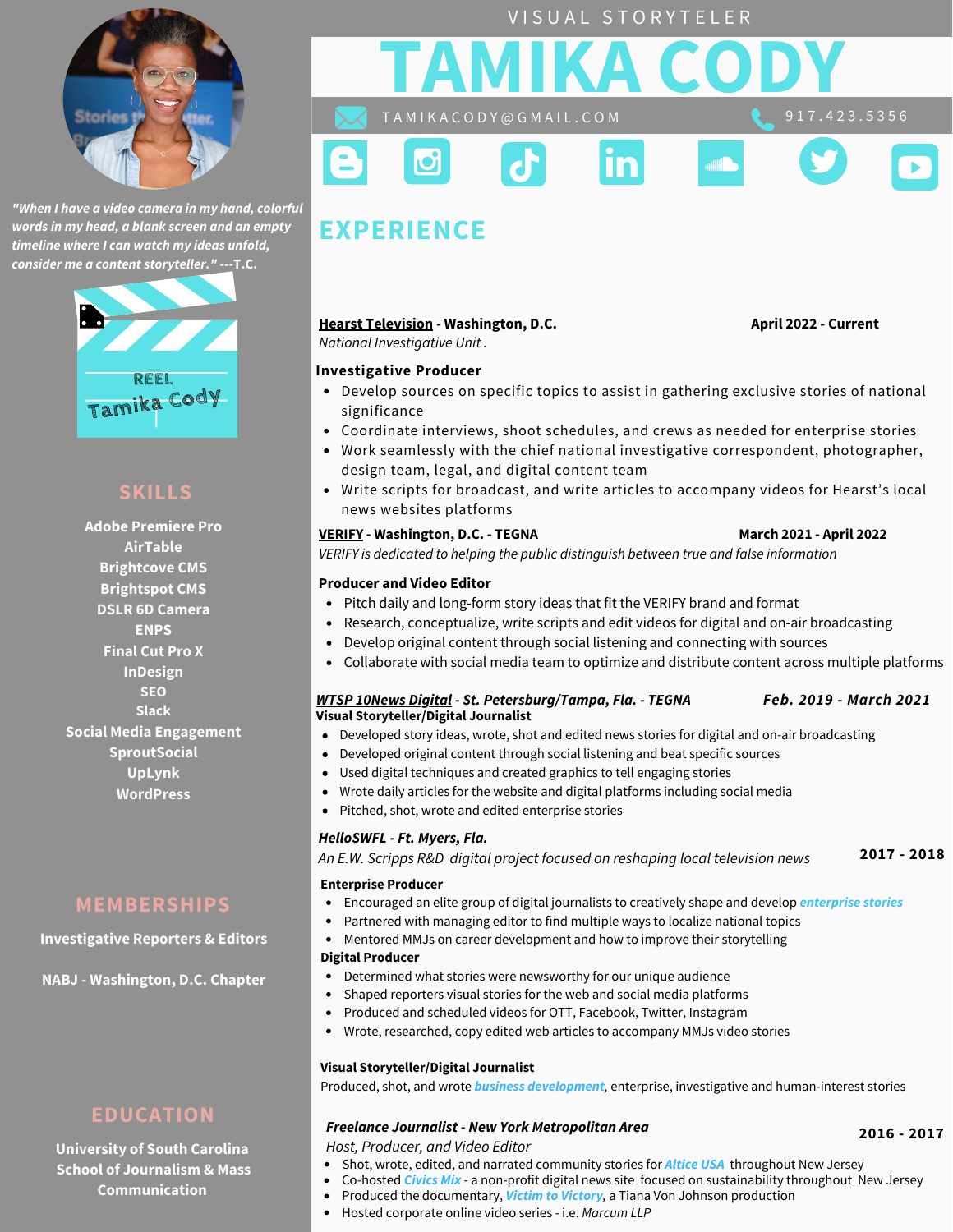VISUAL STORYTELER

# TAMIKA CODY

TAMIKACODY@GMAIL.COM | 917.423.5356

*"When I have a video camera in my hand, colorful words in my head, a blank screen and an empty timeline where I can watch my ideas unfold, consider me a content storyteller." ---T.C.*

REEL
Tamika Cody

## SKILLS

- Adobe Premiere Pro
- AirTable
- Brightcove CMS
- Brightspot CMS
- DSLR 6D Camera
- ENPS
- Final Cut Pro X
- InDesign
- SEO
- Slack
- Social Media Engagement
- SproutSocial
- UpLynk
- WordPress

## MEMBERSHIPS

- Investigative Reporters & Editors
- NABJ - Washington, D.C. Chapter

## EDUCATION

**University of South Carolina School of Journalism & Mass Communication**

## EXPERIENCE

**Hearst Television - Washington, D.C.** — **April 2022 - Current**
*National Investigative Unit .*

**Investigative Producer**

- Develop sources on specific topics to assist in gathering exclusive stories of national significance
- Coordinate interviews, shoot schedules, and crews as needed for enterprise stories
- Work seamlessly with the chief national investigative correspondent, photographer, design team, legal, and digital content team
- Write scripts for broadcast, and write articles to accompany videos for Hearst's local news websites platforms

**VERIFY - Washington, D.C. - TEGNA** — **March 2021 - April 2022**
*VERIFY is dedicated to helping the public distinguish between true and false information*

**Producer and Video Editor**

- Pitch daily and long-form story ideas that fit the VERIFY brand and format
- Research, conceptualize, write scripts and edit videos for digital and on-air broadcasting
- Develop original content through social listening and connecting with sources
- Collaborate with social media team to optimize and distribute content across multiple platforms

***WTSP 10News Digital - St. Petersburg/Tampa, Fla. - TEGNA*** — ***Feb. 2019 - March 2021***
**Visual Storyteller/Digital Journalist**

- Developed story ideas, wrote, shot and edited news stories for digital and on-air broadcasting
- Developed original content through social listening and beat specific sources
- Used digital techniques and created graphics to tell engaging stories
- Wrote daily articles for the website and digital platforms including social media
- Pitched, shot, wrote and edited enterprise stories

***HelloSWFL - Ft. Myers, Fla.*** — **2017 - 2018**
*An E.W. Scripps R&D digital project focused on reshaping local television news*

**Enterprise Producer**

- Encouraged an elite group of digital journalists to creatively shape and develop ***enterprise stories***
- Partnered with managing editor to find multiple ways to localize national topics
- Mentored MMJs on career development and how to improve their storytelling

**Digital Producer**

- Determined what stories were newsworthy for our unique audience
- Shaped reporters visual stories for the web and social media platforms
- Produced and scheduled videos for OTT, Facebook, Twitter, Instagram
- Wrote, researched, copy edited web articles to accompany MMJs video stories

**Visual Storyteller/Digital Journalist**

Produced, shot, and wrote ***business development***, enterprise, investigative and human-interest stories

***Freelance Journalist - New York Metropolitan Area*** — **2016 - 2017**
*Host, Producer, and Video Editor*

- Shot, wrote, edited, and narrated community stories for ***Altice USA*** throughout New Jersey
- Co-hosted ***Civics Mix*** - a non-profit digital news site focused on sustainability throughout New Jersey
- Produced the documentary, ***Victim to Victory***, a Tiana Von Johnson production
- Hosted corporate online video series - i.e. *Marcum LLP*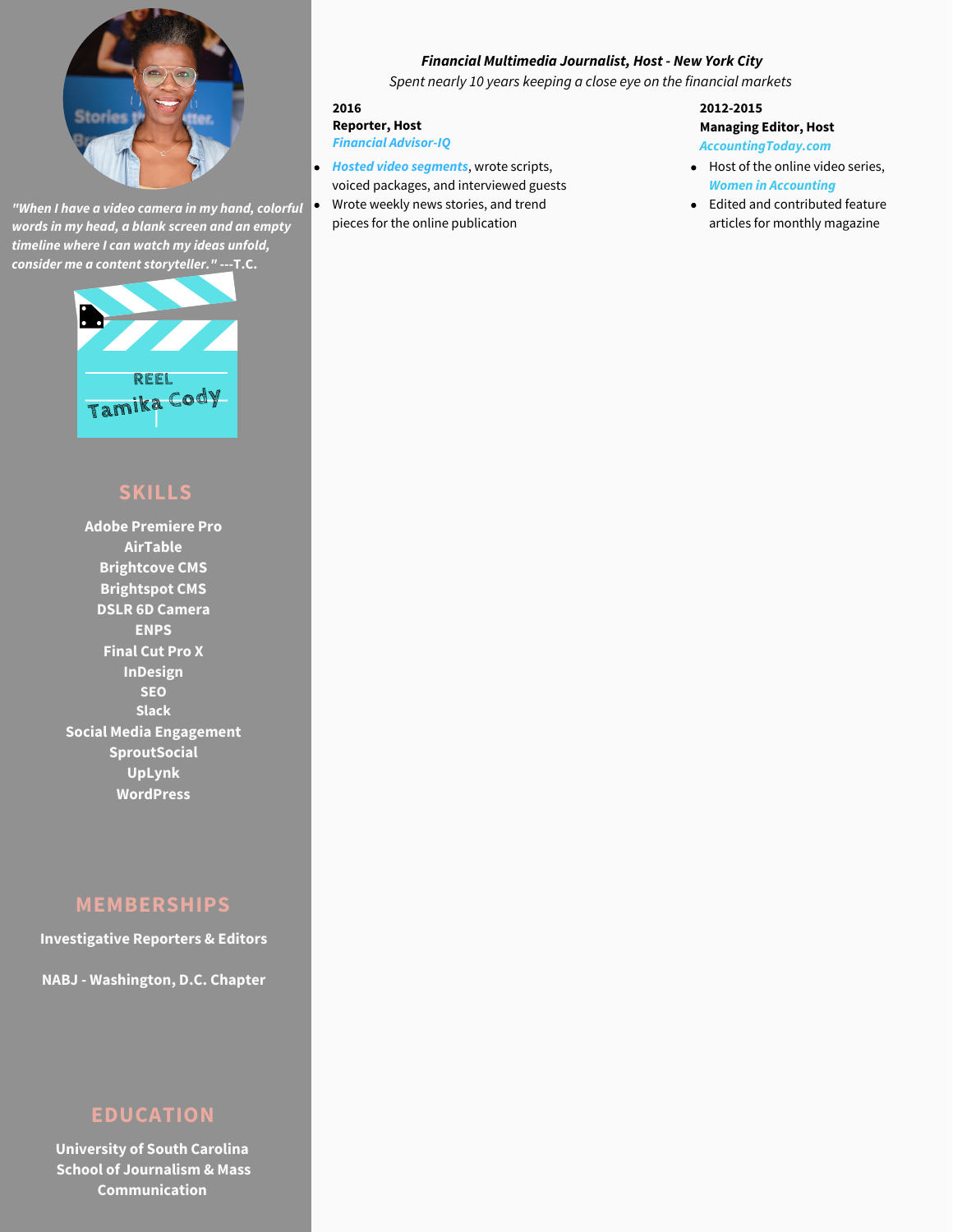*"When I have a video camera in my hand, colorful words in my head, a blank screen and an empty timeline where I can watch my ideas unfold, consider me a content storyteller." ---T.C.*

REEL
Tamika Cody

## SKILLS

**Adobe Premiere Pro**
**AirTable**
**Brightcove CMS**
**Brightspot CMS**
**DSLR 6D Camera**
**ENPS**
**Final Cut Pro X**
**InDesign**
**SEO**
**Slack**
**Social Media Engagement**
**SproutSocial**
**UpLynk**
**WordPress**

## MEMBERSHIPS

**Investigative Reporters & Editors**

**NABJ - Washington, D.C. Chapter**

## EDUCATION

**University of South Carolina School of Journalism & Mass Communication**

***Financial Multimedia Journalist, Host - New York City***

*Spent nearly 10 years keeping a close eye on the financial markets*

**2016**
**Reporter, Host**
***Financial Advisor-IQ***

- ***Hosted video segments***, wrote scripts, voiced packages, and interviewed guests
- Wrote weekly news stories, and trend pieces for the online publication

**2012-2015**
**Managing Editor, Host**
***AccountingToday.com***

- Host of the online video series, ***Women in Accounting***
- Edited and contributed feature articles for monthly magazine